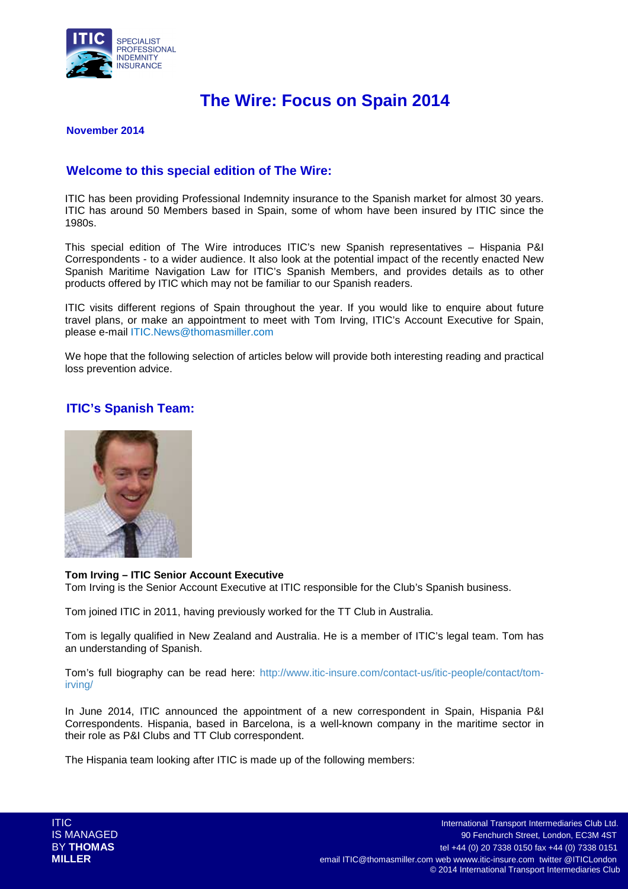# The Wire: Focus on Spain 2014

**November 2014**

## Welcome to this special edition of The Wire:

ITIC has been providing Professional Indemnity insurance to the Spanish market for almost 30 years. ITIC has around 50 Members based in Spain, some of whom have been insured by ITIC since the 1980s.

This special edition of The Wire introduces ITIC's new Spanish representatives – Hispania P&I Correspondents - to a wider audience. It also look at the potential impact of the recently enacted New Spanish Maritime Navigation Law for ITIC's Spanish Members, and provides details as to other products offered by ITIC which may not be familiar to our Spanish readers.

ITIC visits different regions of Spain throughout the year. If you would like to enquire about future travel plans, or make an appointment to meet with Tom Irving, ITIC's Account Executive for Spain, please e-mail ITIC.News@thomasmiller.com

We hope that the following selection of articles below will provide both interesting reading and practical loss prevention advice.

## ITIC's Spanish Team:

**Tom Irving – ITIC Senior Account Executive**
Tom Irving is the Senior Account Executive at ITIC responsible for the Club's Spanish business.

Tom joined ITIC in 2011, having previously worked for the TT Club in Australia.

Tom is legally qualified in New Zealand and Australia. He is a member of ITIC's legal team. Tom has an understanding of Spanish.

Tom's full biography can be read here: http://www.itic-insure.com/contact-us/itic-people/contact/tom-irving/

In June 2014, ITIC announced the appointment of a new correspondent in Spain, Hispania P&I Correspondents. Hispania, based in Barcelona, is a well-known company in the maritime sector in their role as P&I Clubs and TT Club correspondent.

The Hispania team looking after ITIC is made up of the following members: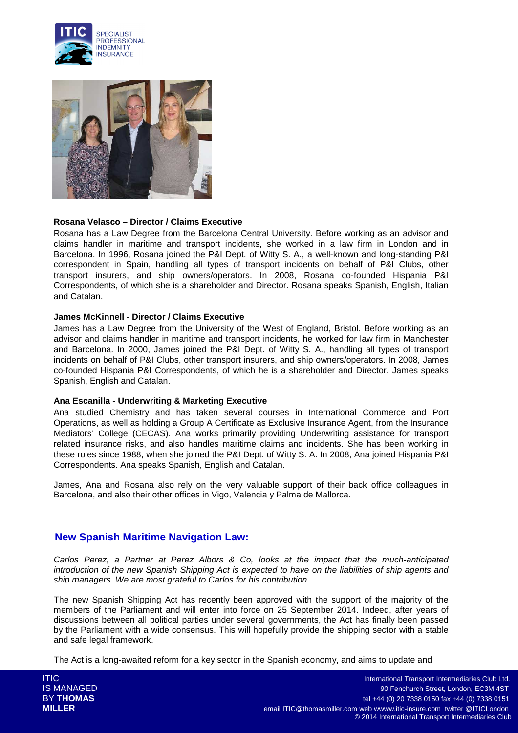**Rosana Velasco – Director / Claims Executive**

Rosana has a Law Degree from the Barcelona Central University. Before working as an advisor and claims handler in maritime and transport incidents, she worked in a law firm in London and in Barcelona. In 1996, Rosana joined the P&I Dept. of Witty S. A., a well-known and long-standing P&I correspondent in Spain, handling all types of transport incidents on behalf of P&I Clubs, other transport insurers, and ship owners/operators. In 2008, Rosana co-founded Hispania P&I Correspondents, of which she is a shareholder and Director. Rosana speaks Spanish, English, Italian and Catalan.

**James McKinnell - Director / Claims Executive**

James has a Law Degree from the University of the West of England, Bristol. Before working as an advisor and claims handler in maritime and transport incidents, he worked for law firm in Manchester and Barcelona. In 2000, James joined the P&I Dept. of Witty S. A., handling all types of transport incidents on behalf of P&I Clubs, other transport insurers, and ship owners/operators. In 2008, James co-founded Hispania P&I Correspondents, of which he is a shareholder and Director. James speaks Spanish, English and Catalan.

**Ana Escanilla - Underwriting & Marketing Executive**

Ana studied Chemistry and has taken several courses in International Commerce and Port Operations, as well as holding a Group A Certificate as Exclusive Insurance Agent, from the Insurance Mediators' College (CECAS). Ana works primarily providing Underwriting assistance for transport related insurance risks, and also handles maritime claims and incidents. She has been working in these roles since 1988, when she joined the P&I Dept. of Witty S. A. In 2008, Ana joined Hispania P&I Correspondents. Ana speaks Spanish, English and Catalan.

James, Ana and Rosana also rely on the very valuable support of their back office colleagues in Barcelona, and also their other offices in Vigo, Valencia y Palma de Mallorca.

## New Spanish Maritime Navigation Law:

*Carlos Perez, a Partner at Perez Albors & Co, looks at the impact that the much-anticipated introduction of the new Spanish Shipping Act is expected to have on the liabilities of ship agents and ship managers. We are most grateful to Carlos for his contribution.*

The new Spanish Shipping Act has recently been approved with the support of the majority of the members of the Parliament and will enter into force on 25 September 2014. Indeed, after years of discussions between all political parties under several governments, the Act has finally been passed by the Parliament with a wide consensus. This will hopefully provide the shipping sector with a stable and safe legal framework.

The Act is a long-awaited reform for a key sector in the Spanish economy, and aims to update and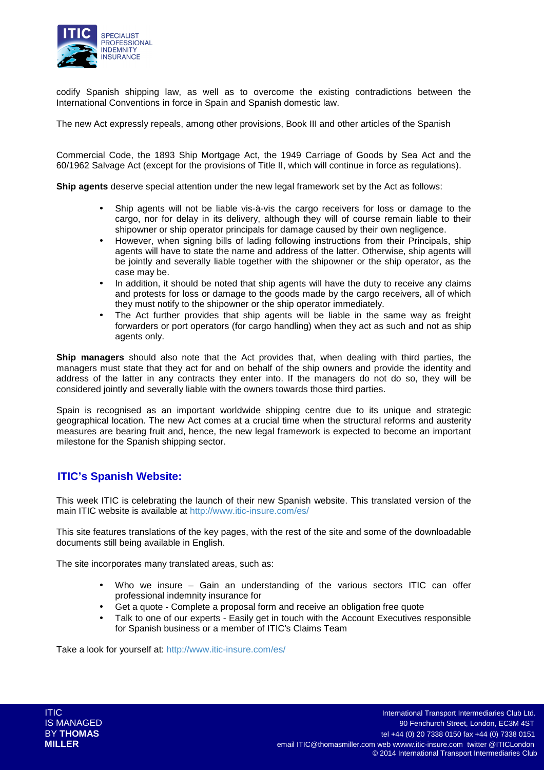codify Spanish shipping law, as well as to overcome the existing contradictions between the International Conventions in force in Spain and Spanish domestic law.

The new Act expressly repeals, among other provisions, Book III and other articles of the Spanish

Commercial Code, the 1893 Ship Mortgage Act, the 1949 Carriage of Goods by Sea Act and the 60/1962 Salvage Act (except for the provisions of Title II, which will continue in force as regulations).

**Ship agents** deserve special attention under the new legal framework set by the Act as follows:

- Ship agents will not be liable vis-à-vis the cargo receivers for loss or damage to the cargo, nor for delay in its delivery, although they will of course remain liable to their shipowner or ship operator principals for damage caused by their own negligence.
- However, when signing bills of lading following instructions from their Principals, ship agents will have to state the name and address of the latter. Otherwise, ship agents will be jointly and severally liable together with the shipowner or the ship operator, as the case may be.
- In addition, it should be noted that ship agents will have the duty to receive any claims and protests for loss or damage to the goods made by the cargo receivers, all of which they must notify to the shipowner or the ship operator immediately.
- The Act further provides that ship agents will be liable in the same way as freight forwarders or port operators (for cargo handling) when they act as such and not as ship agents only.

**Ship managers** should also note that the Act provides that, when dealing with third parties, the managers must state that they act for and on behalf of the ship owners and provide the identity and address of the latter in any contracts they enter into. If the managers do not do so, they will be considered jointly and severally liable with the owners towards those third parties.

Spain is recognised as an important worldwide shipping centre due to its unique and strategic geographical location. The new Act comes at a crucial time when the structural reforms and austerity measures are bearing fruit and, hence, the new legal framework is expected to become an important milestone for the Spanish shipping sector.

## ITIC's Spanish Website:

This week ITIC is celebrating the launch of their new Spanish website. This translated version of the main ITIC website is available at http://www.itic-insure.com/es/

This site features translations of the key pages, with the rest of the site and some of the downloadable documents still being available in English.

The site incorporates many translated areas, such as:

- Who we insure – Gain an understanding of the various sectors ITIC can offer professional indemnity insurance for
- Get a quote - Complete a proposal form and receive an obligation free quote
- Talk to one of our experts - Easily get in touch with the Account Executives responsible for Spanish business or a member of ITIC's Claims Team

Take a look for yourself at: http://www.itic-insure.com/es/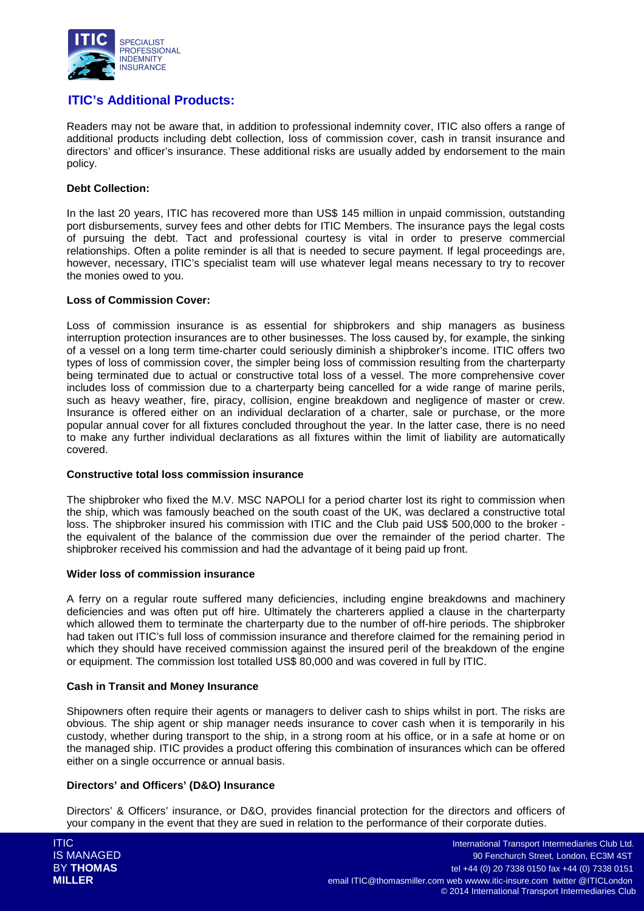## ITIC's Additional Products:

Readers may not be aware that, in addition to professional indemnity cover, ITIC also offers a range of additional products including debt collection, loss of commission cover, cash in transit insurance and directors' and officer's insurance. These additional risks are usually added by endorsement to the main policy.

### Debt Collection:

In the last 20 years, ITIC has recovered more than US$ 145 million in unpaid commission, outstanding port disbursements, survey fees and other debts for ITIC Members. The insurance pays the legal costs of pursuing the debt. Tact and professional courtesy is vital in order to preserve commercial relationships. Often a polite reminder is all that is needed to secure payment. If legal proceedings are, however, necessary, ITIC's specialist team will use whatever legal means necessary to try to recover the monies owed to you.

### Loss of Commission Cover:

Loss of commission insurance is as essential for shipbrokers and ship managers as business interruption protection insurances are to other businesses. The loss caused by, for example, the sinking of a vessel on a long term time-charter could seriously diminish a shipbroker's income. ITIC offers two types of loss of commission cover, the simpler being loss of commission resulting from the charterparty being terminated due to actual or constructive total loss of a vessel. The more comprehensive cover includes loss of commission due to a charterparty being cancelled for a wide range of marine perils, such as heavy weather, fire, piracy, collision, engine breakdown and negligence of master or crew. Insurance is offered either on an individual declaration of a charter, sale or purchase, or the more popular annual cover for all fixtures concluded throughout the year. In the latter case, there is no need to make any further individual declarations as all fixtures within the limit of liability are automatically covered.

### Constructive total loss commission insurance

The shipbroker who fixed the M.V. MSC NAPOLI for a period charter lost its right to commission when the ship, which was famously beached on the south coast of the UK, was declared a constructive total loss. The shipbroker insured his commission with ITIC and the Club paid US$ 500,000 to the broker - the equivalent of the balance of the commission due over the remainder of the period charter. The shipbroker received his commission and had the advantage of it being paid up front.

### Wider loss of commission insurance

A ferry on a regular route suffered many deficiencies, including engine breakdowns and machinery deficiencies and was often put off hire. Ultimately the charterers applied a clause in the charterparty which allowed them to terminate the charterparty due to the number of off-hire periods. The shipbroker had taken out ITIC's full loss of commission insurance and therefore claimed for the remaining period in which they should have received commission against the insured peril of the breakdown of the engine or equipment. The commission lost totalled US$ 80,000 and was covered in full by ITIC.

### Cash in Transit and Money Insurance

Shipowners often require their agents or managers to deliver cash to ships whilst in port. The risks are obvious. The ship agent or ship manager needs insurance to cover cash when it is temporarily in his custody, whether during transport to the ship, in a strong room at his office, or in a safe at home or on the managed ship. ITIC provides a product offering this combination of insurances which can be offered either on a single occurrence or annual basis.

### Directors' and Officers' (D&O) Insurance

Directors' & Officers' insurance, or D&O, provides financial protection for the directors and officers of your company in the event that they are sued in relation to the performance of their corporate duties.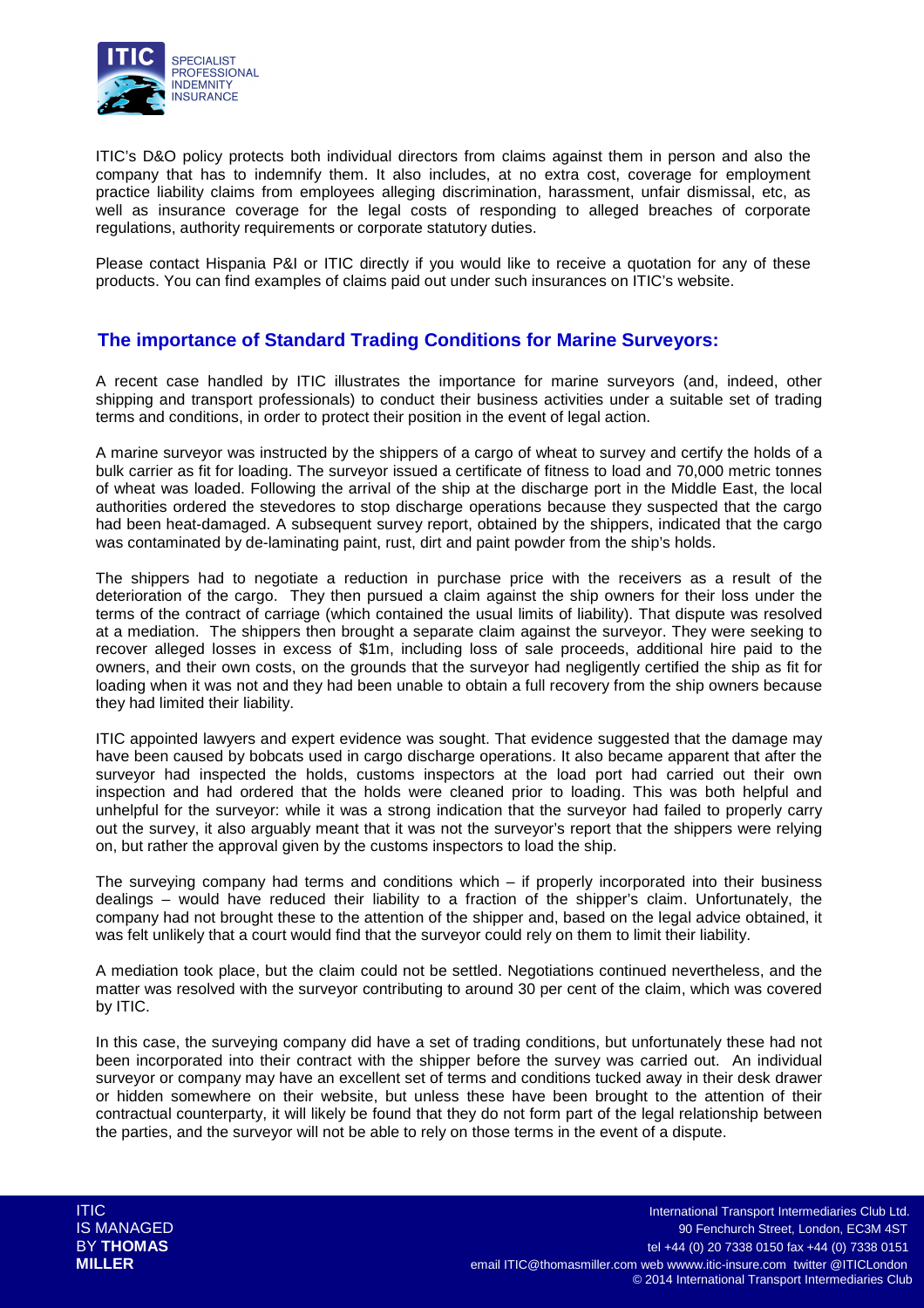ITIC's D&O policy protects both individual directors from claims against them in person and also the company that has to indemnify them. It also includes, at no extra cost, coverage for employment practice liability claims from employees alleging discrimination, harassment, unfair dismissal, etc, as well as insurance coverage for the legal costs of responding to alleged breaches of corporate regulations, authority requirements or corporate statutory duties.

Please contact Hispania P&I or ITIC directly if you would like to receive a quotation for any of these products. You can find examples of claims paid out under such insurances on ITIC's website.

## The importance of Standard Trading Conditions for Marine Surveyors:

A recent case handled by ITIC illustrates the importance for marine surveyors (and, indeed, other shipping and transport professionals) to conduct their business activities under a suitable set of trading terms and conditions, in order to protect their position in the event of legal action.

A marine surveyor was instructed by the shippers of a cargo of wheat to survey and certify the holds of a bulk carrier as fit for loading. The surveyor issued a certificate of fitness to load and 70,000 metric tonnes of wheat was loaded. Following the arrival of the ship at the discharge port in the Middle East, the local authorities ordered the stevedores to stop discharge operations because they suspected that the cargo had been heat-damaged. A subsequent survey report, obtained by the shippers, indicated that the cargo was contaminated by de-laminating paint, rust, dirt and paint powder from the ship's holds.

The shippers had to negotiate a reduction in purchase price with the receivers as a result of the deterioration of the cargo. They then pursued a claim against the ship owners for their loss under the terms of the contract of carriage (which contained the usual limits of liability). That dispute was resolved at a mediation. The shippers then brought a separate claim against the surveyor. They were seeking to recover alleged losses in excess of \$1m, including loss of sale proceeds, additional hire paid to the owners, and their own costs, on the grounds that the surveyor had negligently certified the ship as fit for loading when it was not and they had been unable to obtain a full recovery from the ship owners because they had limited their liability.

ITIC appointed lawyers and expert evidence was sought. That evidence suggested that the damage may have been caused by bobcats used in cargo discharge operations. It also became apparent that after the surveyor had inspected the holds, customs inspectors at the load port had carried out their own inspection and had ordered that the holds were cleaned prior to loading. This was both helpful and unhelpful for the surveyor: while it was a strong indication that the surveyor had failed to properly carry out the survey, it also arguably meant that it was not the surveyor's report that the shippers were relying on, but rather the approval given by the customs inspectors to load the ship.

The surveying company had terms and conditions which – if properly incorporated into their business dealings – would have reduced their liability to a fraction of the shipper's claim. Unfortunately, the company had not brought these to the attention of the shipper and, based on the legal advice obtained, it was felt unlikely that a court would find that the surveyor could rely on them to limit their liability.

A mediation took place, but the claim could not be settled. Negotiations continued nevertheless, and the matter was resolved with the surveyor contributing to around 30 per cent of the claim, which was covered by ITIC.

In this case, the surveying company did have a set of trading conditions, but unfortunately these had not been incorporated into their contract with the shipper before the survey was carried out. An individual surveyor or company may have an excellent set of terms and conditions tucked away in their desk drawer or hidden somewhere on their website, but unless these have been brought to the attention of their contractual counterparty, it will likely be found that they do not form part of the legal relationship between the parties, and the surveyor will not be able to rely on those terms in the event of a dispute.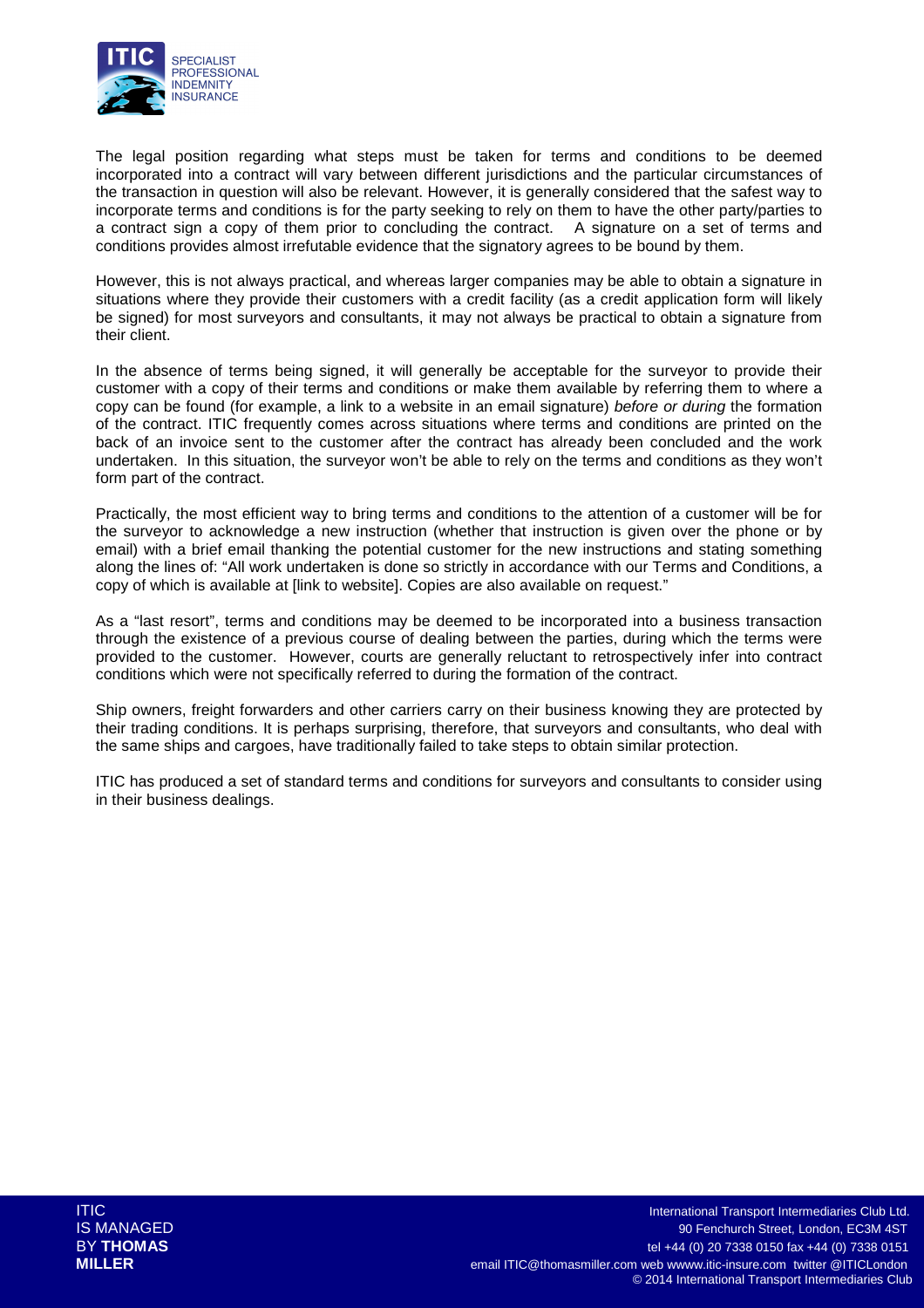The legal position regarding what steps must be taken for terms and conditions to be deemed incorporated into a contract will vary between different jurisdictions and the particular circumstances of the transaction in question will also be relevant. However, it is generally considered that the safest way to incorporate terms and conditions is for the party seeking to rely on them to have the other party/parties to a contract sign a copy of them prior to concluding the contract. A signature on a set of terms and conditions provides almost irrefutable evidence that the signatory agrees to be bound by them.

However, this is not always practical, and whereas larger companies may be able to obtain a signature in situations where they provide their customers with a credit facility (as a credit application form will likely be signed) for most surveyors and consultants, it may not always be practical to obtain a signature from their client.

In the absence of terms being signed, it will generally be acceptable for the surveyor to provide their customer with a copy of their terms and conditions or make them available by referring them to where a copy can be found (for example, a link to a website in an email signature) *before or during* the formation of the contract. ITIC frequently comes across situations where terms and conditions are printed on the back of an invoice sent to the customer after the contract has already been concluded and the work undertaken. In this situation, the surveyor won't be able to rely on the terms and conditions as they won't form part of the contract.

Practically, the most efficient way to bring terms and conditions to the attention of a customer will be for the surveyor to acknowledge a new instruction (whether that instruction is given over the phone or by email) with a brief email thanking the potential customer for the new instructions and stating something along the lines of: "All work undertaken is done so strictly in accordance with our Terms and Conditions, a copy of which is available at [link to website]. Copies are also available on request."

As a "last resort", terms and conditions may be deemed to be incorporated into a business transaction through the existence of a previous course of dealing between the parties, during which the terms were provided to the customer. However, courts are generally reluctant to retrospectively infer into contract conditions which were not specifically referred to during the formation of the contract.

Ship owners, freight forwarders and other carriers carry on their business knowing they are protected by their trading conditions. It is perhaps surprising, therefore, that surveyors and consultants, who deal with the same ships and cargoes, have traditionally failed to take steps to obtain similar protection.

ITIC has produced a set of standard terms and conditions for surveyors and consultants to consider using in their business dealings.